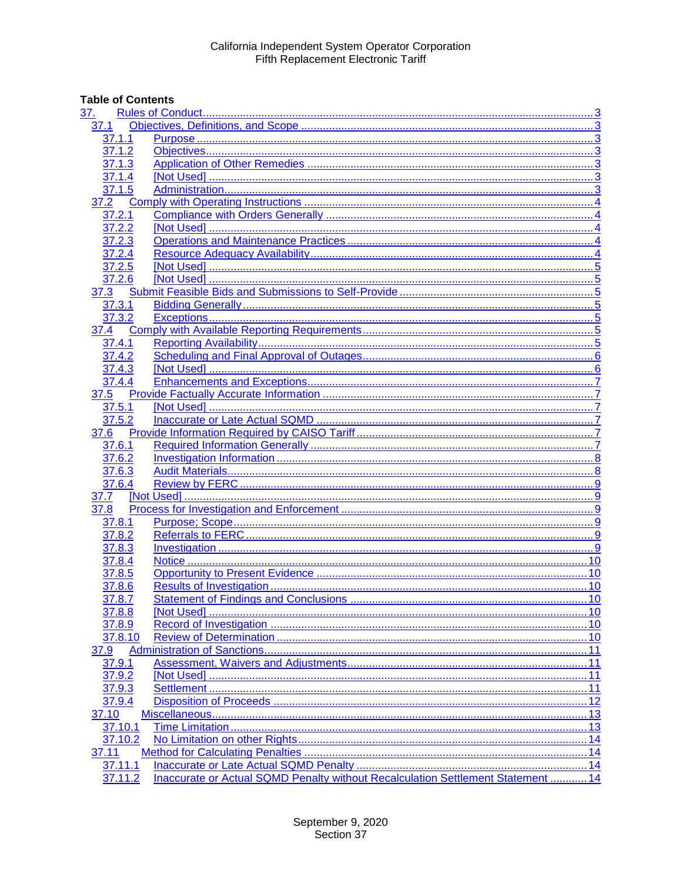California Independent System Operator Corporation
Fifth Replacement Electronic Tariff

**Table of Contents**

37. Rules of Conduct ..... 3
- 37.1 Objectives, Definitions, and Scope ..... 3
  - 37.1.1 Purpose ..... 3
  - 37.1.2 Objectives ..... 3
  - 37.1.3 Application of Other Remedies ..... 3
  - 37.1.4 [Not Used] ..... 3
  - 37.1.5 Administration ..... 3
- 37.2 Comply with Operating Instructions ..... 4
  - 37.2.1 Compliance with Orders Generally ..... 4
  - 37.2.2 [Not Used] ..... 4
  - 37.2.3 Operations and Maintenance Practices ..... 4
  - 37.2.4 Resource Adequacy Availability ..... 4
  - 37.2.5 [Not Used] ..... 5
  - 37.2.6 [Not Used] ..... 5
- 37.3 Submit Feasible Bids and Submissions to Self-Provide ..... 5
  - 37.3.1 Bidding Generally ..... 5
  - 37.3.2 Exceptions ..... 5
- 37.4 Comply with Available Reporting Requirements ..... 5
  - 37.4.1 Reporting Availability ..... 5
  - 37.4.2 Scheduling and Final Approval of Outages ..... 6
  - 37.4.3 [Not Used] ..... 6
  - 37.4.4 Enhancements and Exceptions ..... 7
- 37.5 Provide Factually Accurate Information ..... 7
  - 37.5.1 [Not Used] ..... 7
  - 37.5.2 Inaccurate or Late Actual SQMD ..... 7
- 37.6 Provide Information Required by CAISO Tariff ..... 7
  - 37.6.1 Required Information Generally ..... 7
  - 37.6.2 Investigation Information ..... 8
  - 37.6.3 Audit Materials ..... 8
  - 37.6.4 Review by FERC ..... 9
- 37.7 [Not Used] ..... 9
- 37.8 Process for Investigation and Enforcement ..... 9
  - 37.8.1 Purpose; Scope ..... 9
  - 37.8.2 Referrals to FERC ..... 9
  - 37.8.3 Investigation ..... 9
  - 37.8.4 Notice ..... 10
  - 37.8.5 Opportunity to Present Evidence ..... 10
  - 37.8.6 Results of Investigation ..... 10
  - 37.8.7 Statement of Findings and Conclusions ..... 10
  - 37.8.8 [Not Used] ..... 10
  - 37.8.9 Record of Investigation ..... 10
  - 37.8.10 Review of Determination ..... 10
- 37.9 Administration of Sanctions ..... 11
  - 37.9.1 Assessment, Waivers and Adjustments ..... 11
  - 37.9.2 [Not Used] ..... 11
  - 37.9.3 Settlement ..... 11
  - 37.9.4 Disposition of Proceeds ..... 12
- 37.10 Miscellaneous ..... 13
  - 37.10.1 Time Limitation ..... 13
  - 37.10.2 No Limitation on other Rights ..... 14
- 37.11 Method for Calculating Penalties ..... 14
  - 37.11.1 Inaccurate or Late Actual SQMD Penalty ..... 14
  - 37.11.2 Inaccurate or Actual SQMD Penalty without Recalculation Settlement Statement ..... 14

September 9, 2020
Section 37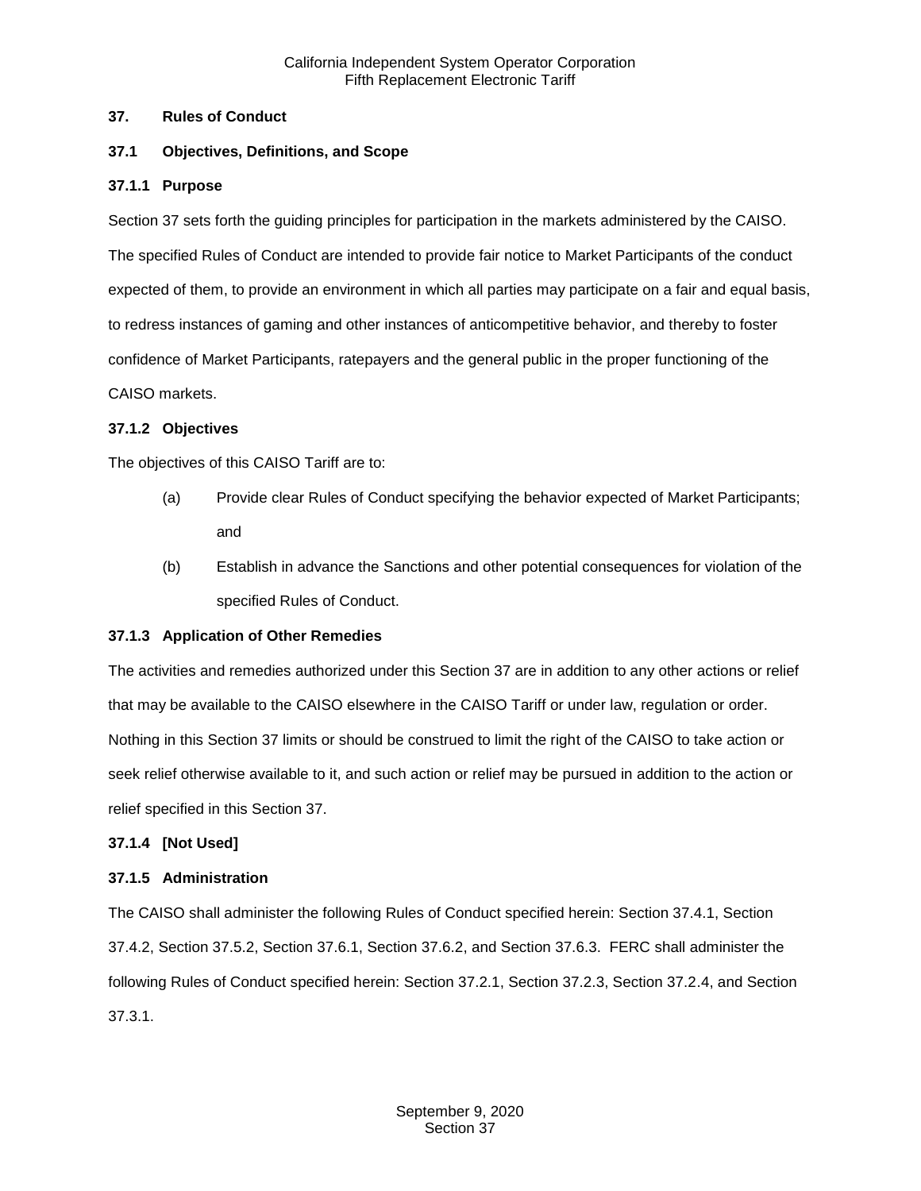## 37. Rules of Conduct

### 37.1 Objectives, Definitions, and Scope

#### 37.1.1 Purpose

Section 37 sets forth the guiding principles for participation in the markets administered by the CAISO. The specified Rules of Conduct are intended to provide fair notice to Market Participants of the conduct expected of them, to provide an environment in which all parties may participate on a fair and equal basis, to redress instances of gaming and other instances of anticompetitive behavior, and thereby to foster confidence of Market Participants, ratepayers and the general public in the proper functioning of the CAISO markets.

#### 37.1.2 Objectives

The objectives of this CAISO Tariff are to:

(a) Provide clear Rules of Conduct specifying the behavior expected of Market Participants; and

(b) Establish in advance the Sanctions and other potential consequences for violation of the specified Rules of Conduct.

#### 37.1.3 Application of Other Remedies

The activities and remedies authorized under this Section 37 are in addition to any other actions or relief that may be available to the CAISO elsewhere in the CAISO Tariff or under law, regulation or order. Nothing in this Section 37 limits or should be construed to limit the right of the CAISO to take action or seek relief otherwise available to it, and such action or relief may be pursued in addition to the action or relief specified in this Section 37.

#### 37.1.4 [Not Used]

#### 37.1.5 Administration

The CAISO shall administer the following Rules of Conduct specified herein: Section 37.4.1, Section 37.4.2, Section 37.5.2, Section 37.6.1, Section 37.6.2, and Section 37.6.3. FERC shall administer the following Rules of Conduct specified herein: Section 37.2.1, Section 37.2.3, Section 37.2.4, and Section 37.3.1.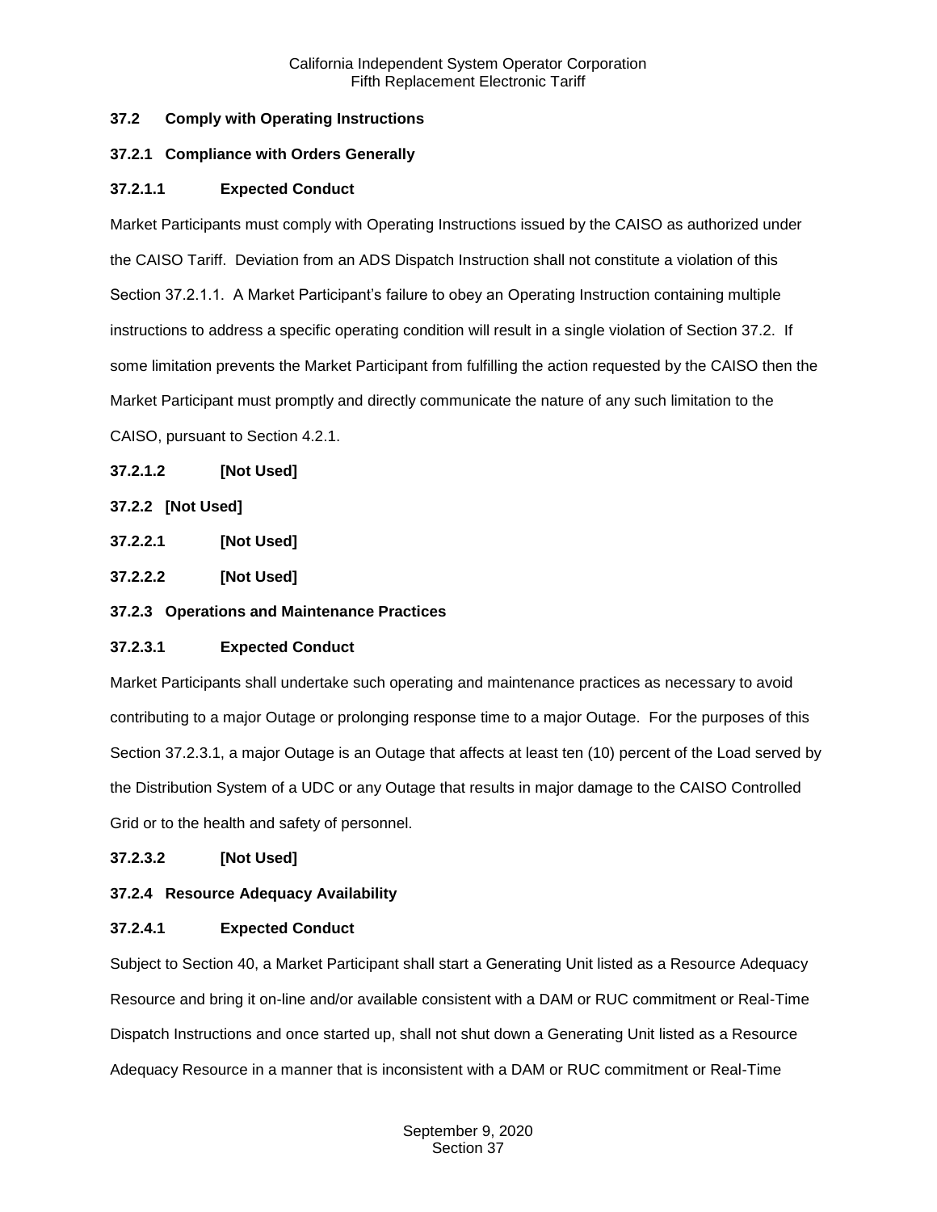### 37.2 Comply with Operating Instructions

#### 37.2.1 Compliance with Orders Generally

##### 37.2.1.1 Expected Conduct

Market Participants must comply with Operating Instructions issued by the CAISO as authorized under the CAISO Tariff. Deviation from an ADS Dispatch Instruction shall not constitute a violation of this Section 37.2.1.1. A Market Participant's failure to obey an Operating Instruction containing multiple instructions to address a specific operating condition will result in a single violation of Section 37.2. If some limitation prevents the Market Participant from fulfilling the action requested by the CAISO then the Market Participant must promptly and directly communicate the nature of any such limitation to the CAISO, pursuant to Section 4.2.1.

##### 37.2.1.2 [Not Used]

#### 37.2.2 [Not Used]

##### 37.2.2.1 [Not Used]

##### 37.2.2.2 [Not Used]

#### 37.2.3 Operations and Maintenance Practices

##### 37.2.3.1 Expected Conduct

Market Participants shall undertake such operating and maintenance practices as necessary to avoid contributing to a major Outage or prolonging response time to a major Outage. For the purposes of this Section 37.2.3.1, a major Outage is an Outage that affects at least ten (10) percent of the Load served by the Distribution System of a UDC or any Outage that results in major damage to the CAISO Controlled Grid or to the health and safety of personnel.

##### 37.2.3.2 [Not Used]

#### 37.2.4 Resource Adequacy Availability

##### 37.2.4.1 Expected Conduct

Subject to Section 40, a Market Participant shall start a Generating Unit listed as a Resource Adequacy Resource and bring it on-line and/or available consistent with a DAM or RUC commitment or Real-Time Dispatch Instructions and once started up, shall not shut down a Generating Unit listed as a Resource Adequacy Resource in a manner that is inconsistent with a DAM or RUC commitment or Real-Time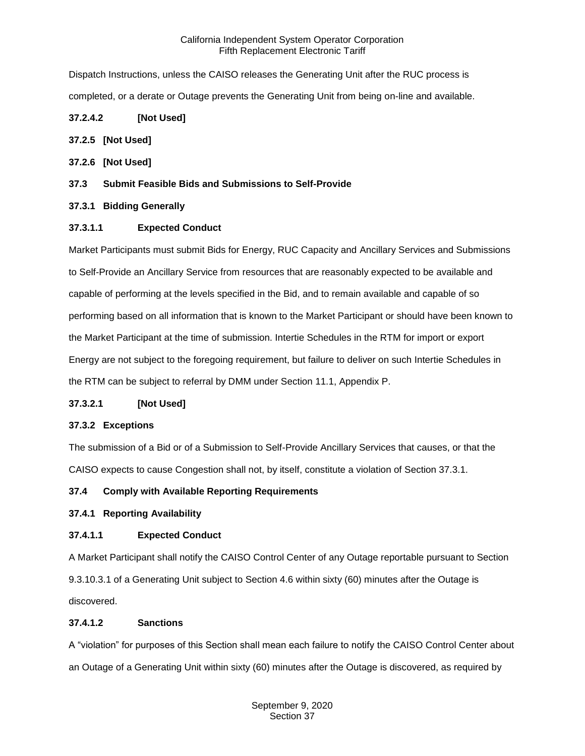Dispatch Instructions, unless the CAISO releases the Generating Unit after the RUC process is completed, or a derate or Outage prevents the Generating Unit from being on-line and available.

**37.2.4.2 [Not Used]**

**37.2.5 [Not Used]**

**37.2.6 [Not Used]**

## 37.3 Submit Feasible Bids and Submissions to Self-Provide

### 37.3.1 Bidding Generally

#### 37.3.1.1 Expected Conduct

Market Participants must submit Bids for Energy, RUC Capacity and Ancillary Services and Submissions to Self-Provide an Ancillary Service from resources that are reasonably expected to be available and capable of performing at the levels specified in the Bid, and to remain available and capable of so performing based on all information that is known to the Market Participant or should have been known to the Market Participant at the time of submission. Intertie Schedules in the RTM for import or export Energy are not subject to the foregoing requirement, but failure to deliver on such Intertie Schedules in the RTM can be subject to referral by DMM under Section 11.1, Appendix P.

**37.3.2.1 [Not Used]**

### 37.3.2 Exceptions

The submission of a Bid or of a Submission to Self-Provide Ancillary Services that causes, or that the CAISO expects to cause Congestion shall not, by itself, constitute a violation of Section 37.3.1.

## 37.4 Comply with Available Reporting Requirements

### 37.4.1 Reporting Availability

#### 37.4.1.1 Expected Conduct

A Market Participant shall notify the CAISO Control Center of any Outage reportable pursuant to Section 9.3.10.3.1 of a Generating Unit subject to Section 4.6 within sixty (60) minutes after the Outage is discovered.

#### 37.4.1.2 Sanctions

A "violation" for purposes of this Section shall mean each failure to notify the CAISO Control Center about an Outage of a Generating Unit within sixty (60) minutes after the Outage is discovered, as required by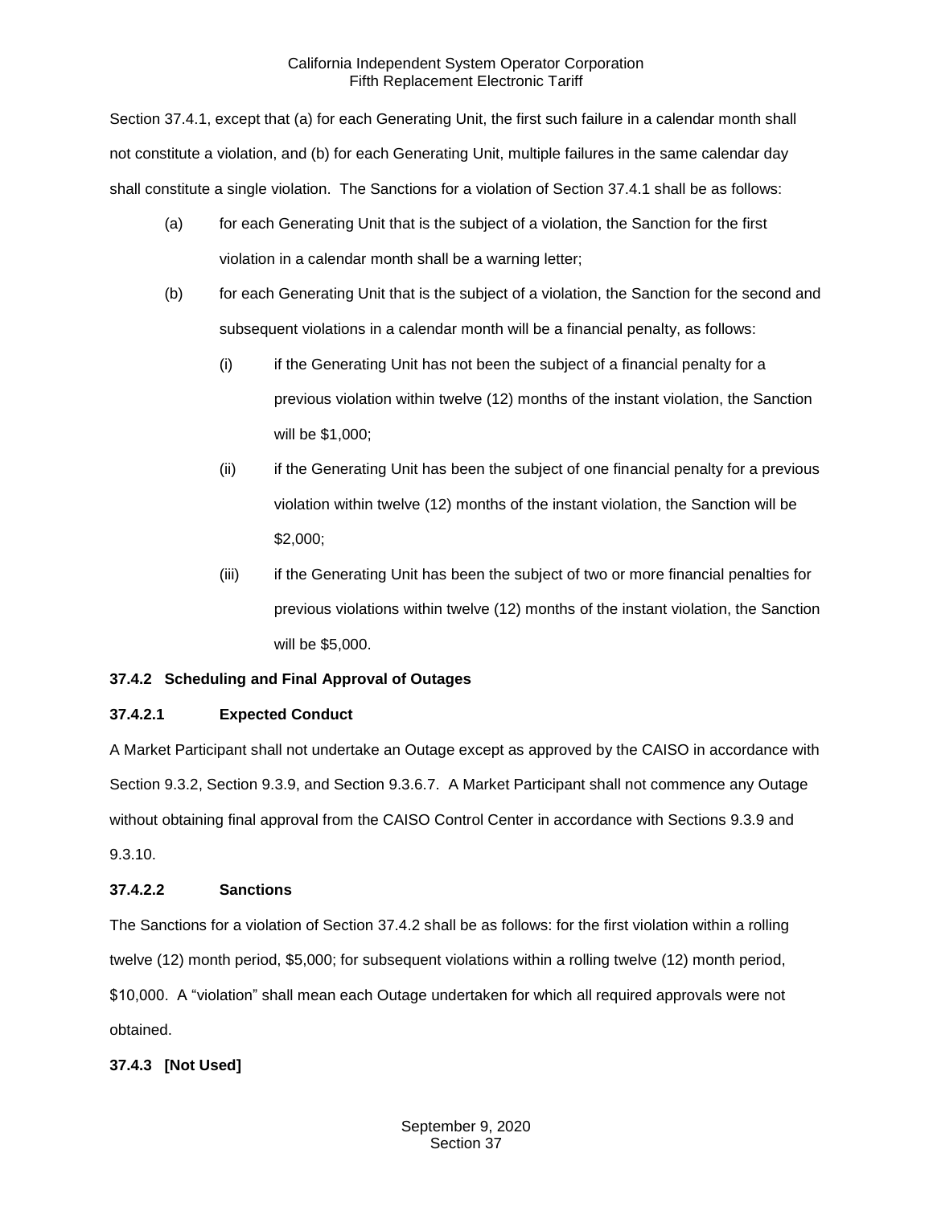Section 37.4.1, except that (a) for each Generating Unit, the first such failure in a calendar month shall not constitute a violation, and (b) for each Generating Unit, multiple failures in the same calendar day shall constitute a single violation. The Sanctions for a violation of Section 37.4.1 shall be as follows:

(a) for each Generating Unit that is the subject of a violation, the Sanction for the first violation in a calendar month shall be a warning letter;

(b) for each Generating Unit that is the subject of a violation, the Sanction for the second and subsequent violations in a calendar month will be a financial penalty, as follows:

   (i) if the Generating Unit has not been the subject of a financial penalty for a previous violation within twelve (12) months of the instant violation, the Sanction will be $1,000;

   (ii) if the Generating Unit has been the subject of one financial penalty for a previous violation within twelve (12) months of the instant violation, the Sanction will be $2,000;

   (iii) if the Generating Unit has been the subject of two or more financial penalties for previous violations within twelve (12) months of the instant violation, the Sanction will be $5,000.

### 37.4.2 Scheduling and Final Approval of Outages

#### 37.4.2.1 Expected Conduct

A Market Participant shall not undertake an Outage except as approved by the CAISO in accordance with Section 9.3.2, Section 9.3.9, and Section 9.3.6.7. A Market Participant shall not commence any Outage without obtaining final approval from the CAISO Control Center in accordance with Sections 9.3.9 and 9.3.10.

#### 37.4.2.2 Sanctions

The Sanctions for a violation of Section 37.4.2 shall be as follows: for the first violation within a rolling twelve (12) month period, $5,000; for subsequent violations within a rolling twelve (12) month period, $10,000. A "violation" shall mean each Outage undertaken for which all required approvals were not obtained.

### 37.4.3 [Not Used]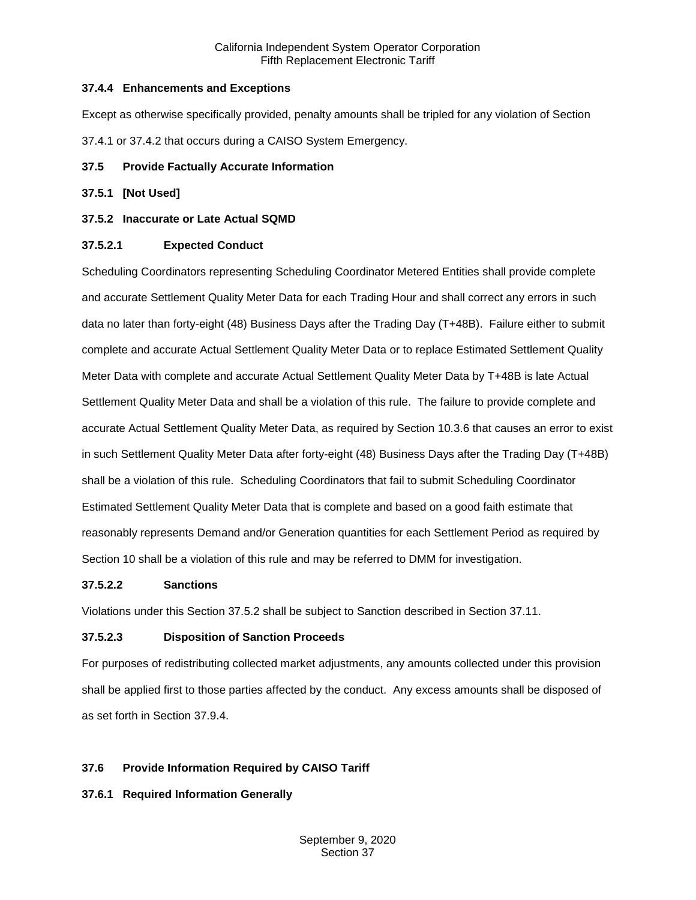### 37.4.4 Enhancements and Exceptions

Except as otherwise specifically provided, penalty amounts shall be tripled for any violation of Section 37.4.1 or 37.4.2 that occurs during a CAISO System Emergency.

## 37.5 Provide Factually Accurate Information

### 37.5.1 [Not Used]

### 37.5.2 Inaccurate or Late Actual SQMD

#### 37.5.2.1 Expected Conduct

Scheduling Coordinators representing Scheduling Coordinator Metered Entities shall provide complete and accurate Settlement Quality Meter Data for each Trading Hour and shall correct any errors in such data no later than forty-eight (48) Business Days after the Trading Day (T+48B). Failure either to submit complete and accurate Actual Settlement Quality Meter Data or to replace Estimated Settlement Quality Meter Data with complete and accurate Actual Settlement Quality Meter Data by T+48B is late Actual Settlement Quality Meter Data and shall be a violation of this rule. The failure to provide complete and accurate Actual Settlement Quality Meter Data, as required by Section 10.3.6 that causes an error to exist in such Settlement Quality Meter Data after forty-eight (48) Business Days after the Trading Day (T+48B) shall be a violation of this rule. Scheduling Coordinators that fail to submit Scheduling Coordinator Estimated Settlement Quality Meter Data that is complete and based on a good faith estimate that reasonably represents Demand and/or Generation quantities for each Settlement Period as required by Section 10 shall be a violation of this rule and may be referred to DMM for investigation.

#### 37.5.2.2 Sanctions

Violations under this Section 37.5.2 shall be subject to Sanction described in Section 37.11.

#### 37.5.2.3 Disposition of Sanction Proceeds

For purposes of redistributing collected market adjustments, any amounts collected under this provision shall be applied first to those parties affected by the conduct. Any excess amounts shall be disposed of as set forth in Section 37.9.4.

## 37.6 Provide Information Required by CAISO Tariff

### 37.6.1 Required Information Generally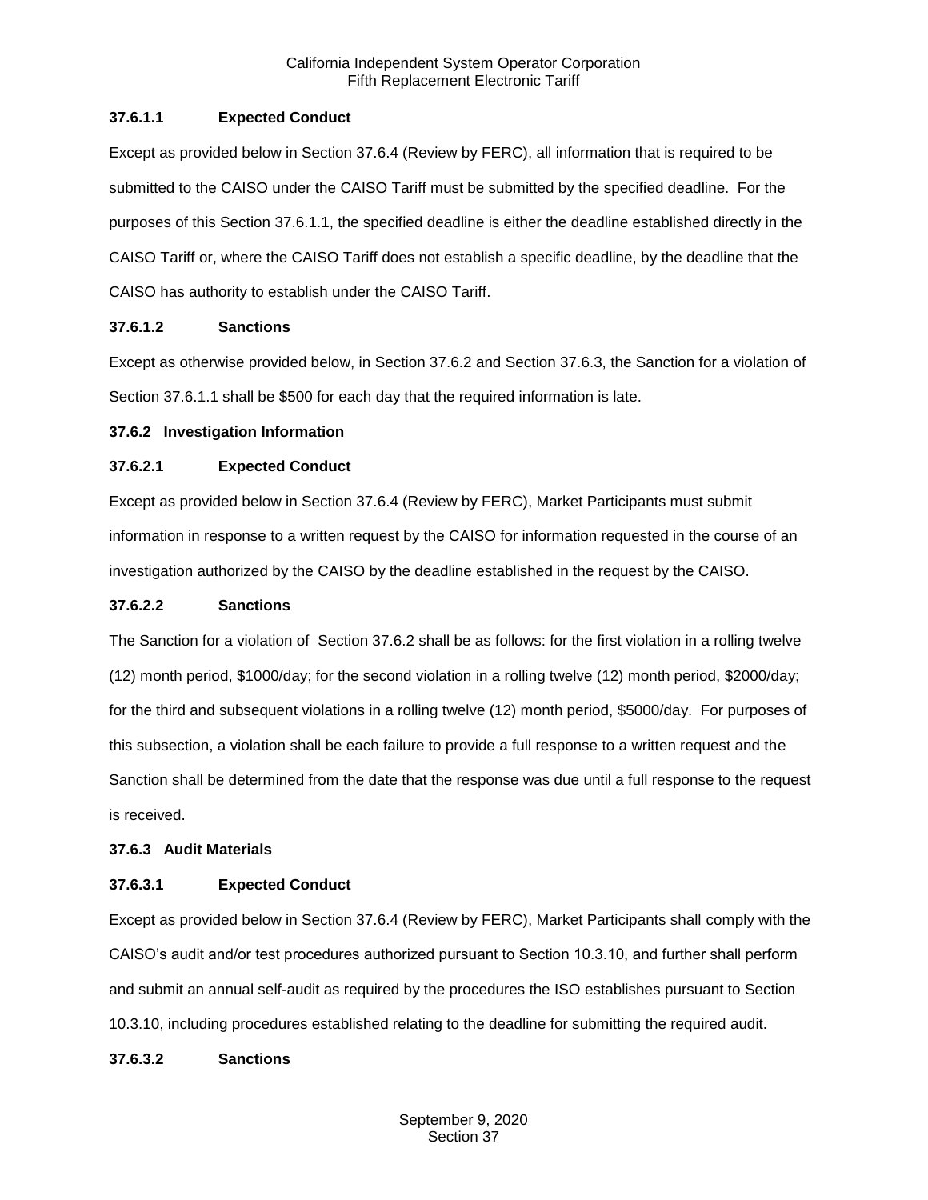#### 37.6.1.1 Expected Conduct

Except as provided below in Section 37.6.4 (Review by FERC), all information that is required to be submitted to the CAISO under the CAISO Tariff must be submitted by the specified deadline. For the purposes of this Section 37.6.1.1, the specified deadline is either the deadline established directly in the CAISO Tariff or, where the CAISO Tariff does not establish a specific deadline, by the deadline that the CAISO has authority to establish under the CAISO Tariff.

#### 37.6.1.2 Sanctions

Except as otherwise provided below, in Section 37.6.2 and Section 37.6.3, the Sanction for a violation of Section 37.6.1.1 shall be $500 for each day that the required information is late.

### 37.6.2 Investigation Information

#### 37.6.2.1 Expected Conduct

Except as provided below in Section 37.6.4 (Review by FERC), Market Participants must submit information in response to a written request by the CAISO for information requested in the course of an investigation authorized by the CAISO by the deadline established in the request by the CAISO.

#### 37.6.2.2 Sanctions

The Sanction for a violation of Section 37.6.2 shall be as follows: for the first violation in a rolling twelve (12) month period, $1000/day; for the second violation in a rolling twelve (12) month period, $2000/day; for the third and subsequent violations in a rolling twelve (12) month period, $5000/day. For purposes of this subsection, a violation shall be each failure to provide a full response to a written request and the Sanction shall be determined from the date that the response was due until a full response to the request is received.

### 37.6.3 Audit Materials

#### 37.6.3.1 Expected Conduct

Except as provided below in Section 37.6.4 (Review by FERC), Market Participants shall comply with the CAISO's audit and/or test procedures authorized pursuant to Section 10.3.10, and further shall perform and submit an annual self-audit as required by the procedures the ISO establishes pursuant to Section 10.3.10, including procedures established relating to the deadline for submitting the required audit.

#### 37.6.3.2 Sanctions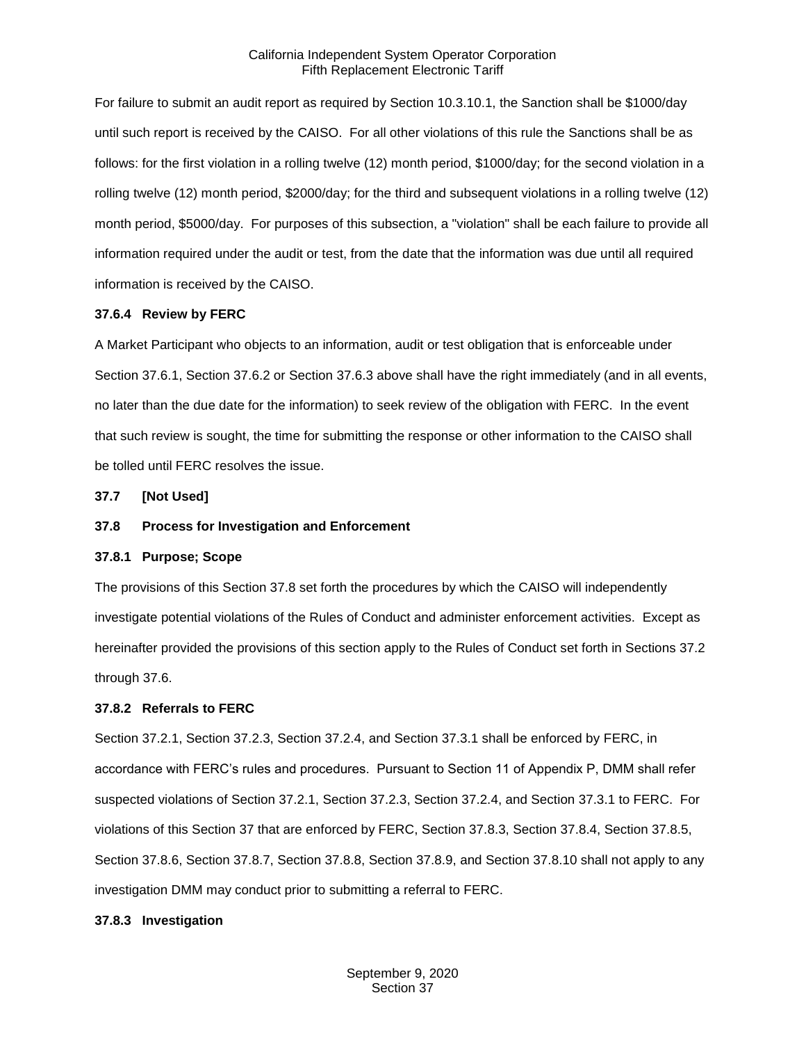For failure to submit an audit report as required by Section 10.3.10.1, the Sanction shall be $1000/day until such report is received by the CAISO. For all other violations of this rule the Sanctions shall be as follows: for the first violation in a rolling twelve (12) month period, $1000/day; for the second violation in a rolling twelve (12) month period, $2000/day; for the third and subsequent violations in a rolling twelve (12) month period, $5000/day. For purposes of this subsection, a "violation" shall be each failure to provide all information required under the audit or test, from the date that the information was due until all required information is received by the CAISO.

**37.6.4 Review by FERC**

A Market Participant who objects to an information, audit or test obligation that is enforceable under Section 37.6.1, Section 37.6.2 or Section 37.6.3 above shall have the right immediately (and in all events, no later than the due date for the information) to seek review of the obligation with FERC. In the event that such review is sought, the time for submitting the response or other information to the CAISO shall be tolled until FERC resolves the issue.

**37.7 [Not Used]**

**37.8 Process for Investigation and Enforcement**

**37.8.1 Purpose; Scope**

The provisions of this Section 37.8 set forth the procedures by which the CAISO will independently investigate potential violations of the Rules of Conduct and administer enforcement activities. Except as hereinafter provided the provisions of this section apply to the Rules of Conduct set forth in Sections 37.2 through 37.6.

**37.8.2 Referrals to FERC**

Section 37.2.1, Section 37.2.3, Section 37.2.4, and Section 37.3.1 shall be enforced by FERC, in accordance with FERC's rules and procedures. Pursuant to Section 11 of Appendix P, DMM shall refer suspected violations of Section 37.2.1, Section 37.2.3, Section 37.2.4, and Section 37.3.1 to FERC. For violations of this Section 37 that are enforced by FERC, Section 37.8.3, Section 37.8.4, Section 37.8.5, Section 37.8.6, Section 37.8.7, Section 37.8.8, Section 37.8.9, and Section 37.8.10 shall not apply to any investigation DMM may conduct prior to submitting a referral to FERC.

**37.8.3 Investigation**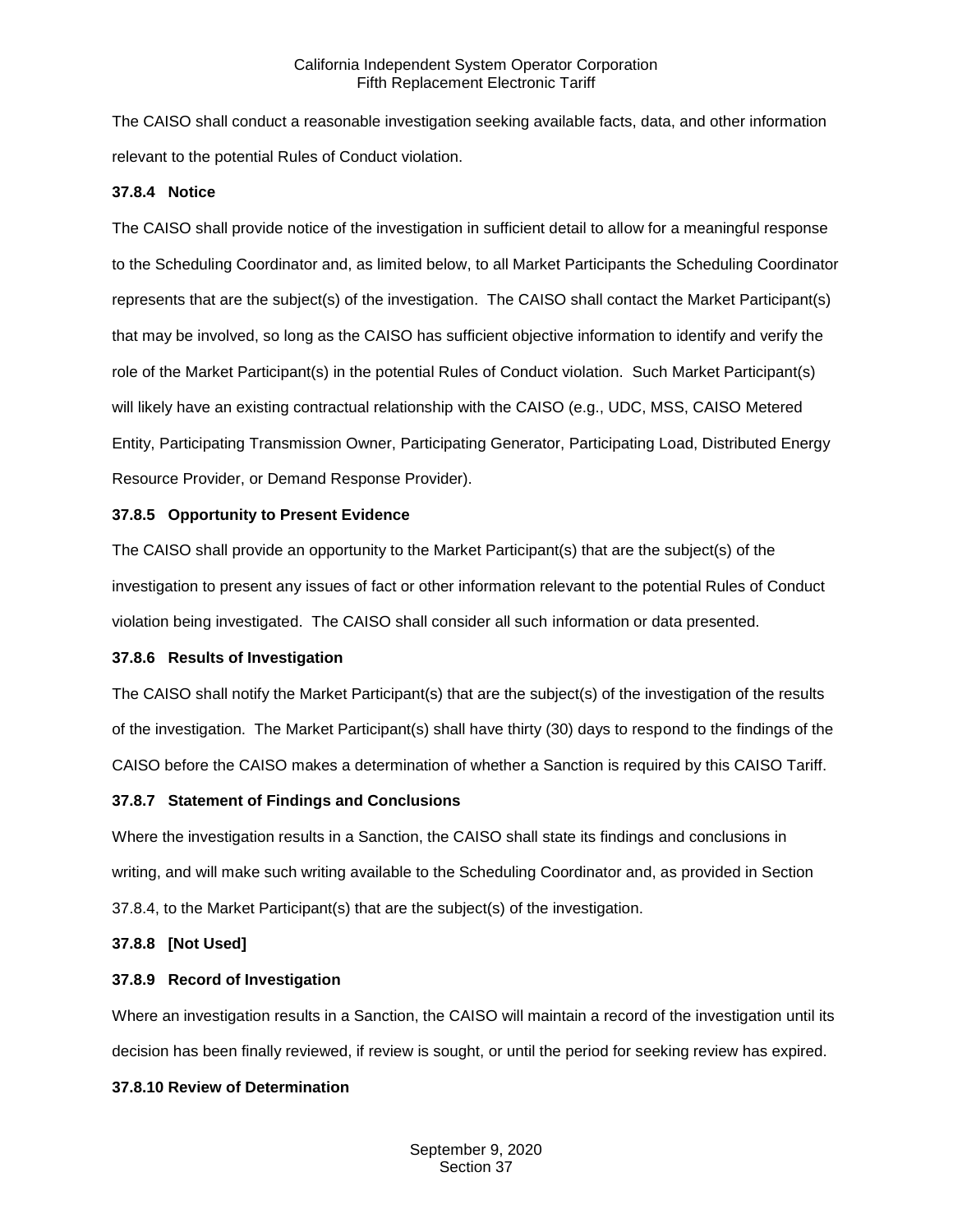The CAISO shall conduct a reasonable investigation seeking available facts, data, and other information relevant to the potential Rules of Conduct violation.

### 37.8.4 Notice

The CAISO shall provide notice of the investigation in sufficient detail to allow for a meaningful response to the Scheduling Coordinator and, as limited below, to all Market Participants the Scheduling Coordinator represents that are the subject(s) of the investigation. The CAISO shall contact the Market Participant(s) that may be involved, so long as the CAISO has sufficient objective information to identify and verify the role of the Market Participant(s) in the potential Rules of Conduct violation. Such Market Participant(s) will likely have an existing contractual relationship with the CAISO (e.g., UDC, MSS, CAISO Metered Entity, Participating Transmission Owner, Participating Generator, Participating Load, Distributed Energy Resource Provider, or Demand Response Provider).

### 37.8.5 Opportunity to Present Evidence

The CAISO shall provide an opportunity to the Market Participant(s) that are the subject(s) of the investigation to present any issues of fact or other information relevant to the potential Rules of Conduct violation being investigated. The CAISO shall consider all such information or data presented.

### 37.8.6 Results of Investigation

The CAISO shall notify the Market Participant(s) that are the subject(s) of the investigation of the results of the investigation. The Market Participant(s) shall have thirty (30) days to respond to the findings of the CAISO before the CAISO makes a determination of whether a Sanction is required by this CAISO Tariff.

### 37.8.7 Statement of Findings and Conclusions

Where the investigation results in a Sanction, the CAISO shall state its findings and conclusions in writing, and will make such writing available to the Scheduling Coordinator and, as provided in Section 37.8.4, to the Market Participant(s) that are the subject(s) of the investigation.

### 37.8.8 [Not Used]

### 37.8.9 Record of Investigation

Where an investigation results in a Sanction, the CAISO will maintain a record of the investigation until its decision has been finally reviewed, if review is sought, or until the period for seeking review has expired.

### 37.8.10 Review of Determination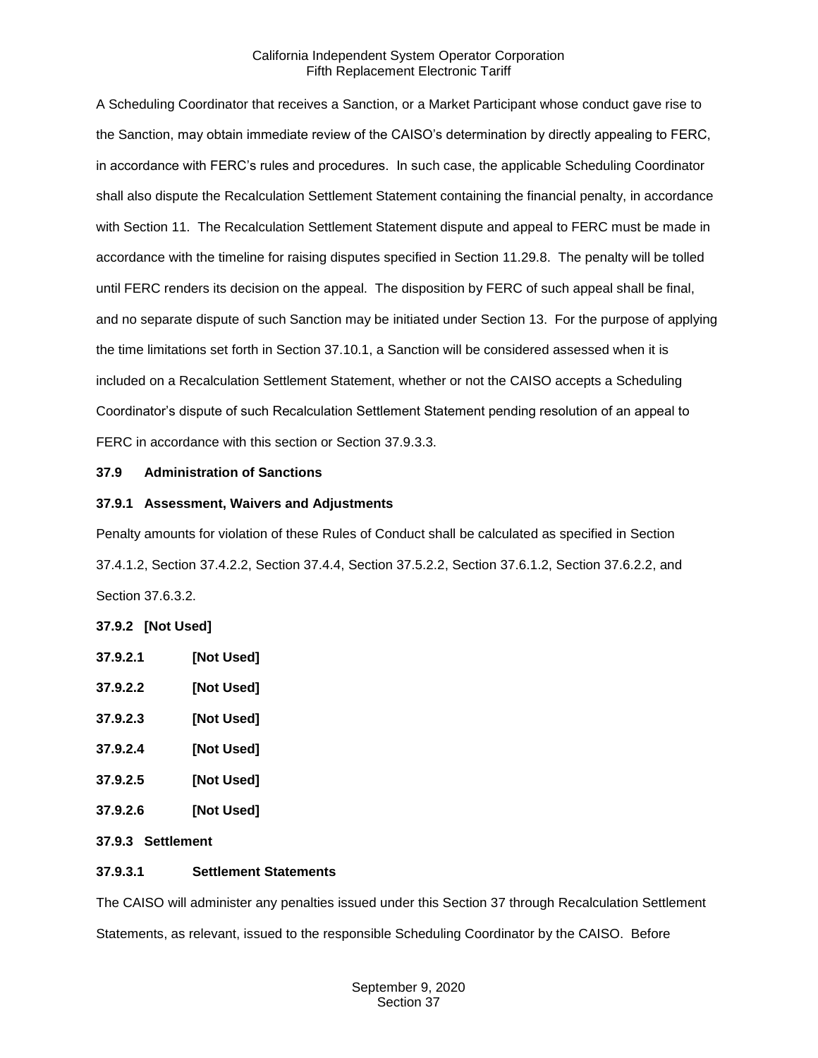A Scheduling Coordinator that receives a Sanction, or a Market Participant whose conduct gave rise to the Sanction, may obtain immediate review of the CAISO's determination by directly appealing to FERC, in accordance with FERC's rules and procedures. In such case, the applicable Scheduling Coordinator shall also dispute the Recalculation Settlement Statement containing the financial penalty, in accordance with Section 11. The Recalculation Settlement Statement dispute and appeal to FERC must be made in accordance with the timeline for raising disputes specified in Section 11.29.8. The penalty will be tolled until FERC renders its decision on the appeal. The disposition by FERC of such appeal shall be final, and no separate dispute of such Sanction may be initiated under Section 13. For the purpose of applying the time limitations set forth in Section 37.10.1, a Sanction will be considered assessed when it is included on a Recalculation Settlement Statement, whether or not the CAISO accepts a Scheduling Coordinator's dispute of such Recalculation Settlement Statement pending resolution of an appeal to FERC in accordance with this section or Section 37.9.3.3.

**37.9 Administration of Sanctions**

**37.9.1 Assessment, Waivers and Adjustments**

Penalty amounts for violation of these Rules of Conduct shall be calculated as specified in Section 37.4.1.2, Section 37.4.2.2, Section 37.4.4, Section 37.5.2.2, Section 37.6.1.2, Section 37.6.2.2, and Section 37.6.3.2.

**37.9.2 [Not Used]**

**37.9.2.1 [Not Used]**

**37.9.2.2 [Not Used]**

**37.9.2.3 [Not Used]**

**37.9.2.4 [Not Used]**

**37.9.2.5 [Not Used]**

**37.9.2.6 [Not Used]**

**37.9.3 Settlement**

**37.9.3.1 Settlement Statements**

The CAISO will administer any penalties issued under this Section 37 through Recalculation Settlement Statements, as relevant, issued to the responsible Scheduling Coordinator by the CAISO. Before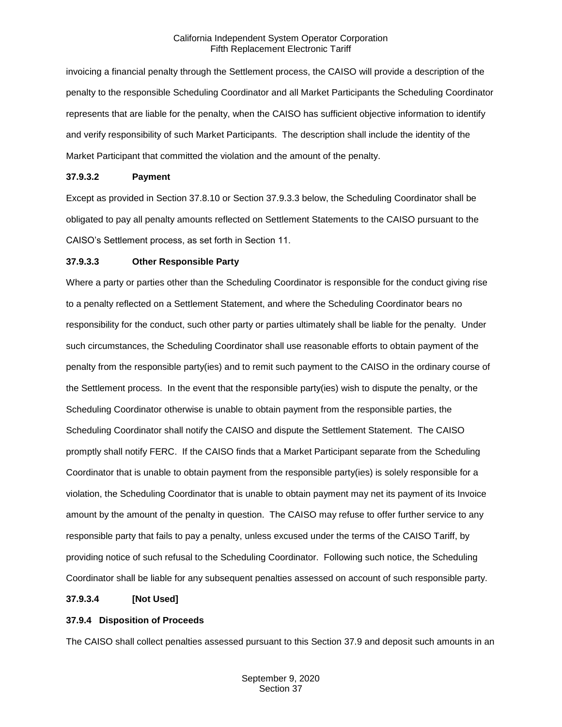invoicing a financial penalty through the Settlement process, the CAISO will provide a description of the penalty to the responsible Scheduling Coordinator and all Market Participants the Scheduling Coordinator represents that are liable for the penalty, when the CAISO has sufficient objective information to identify and verify responsibility of such Market Participants. The description shall include the identity of the Market Participant that committed the violation and the amount of the penalty.

**37.9.3.2 Payment**

Except as provided in Section 37.8.10 or Section 37.9.3.3 below, the Scheduling Coordinator shall be obligated to pay all penalty amounts reflected on Settlement Statements to the CAISO pursuant to the CAISO's Settlement process, as set forth in Section 11.

**37.9.3.3 Other Responsible Party**

Where a party or parties other than the Scheduling Coordinator is responsible for the conduct giving rise to a penalty reflected on a Settlement Statement, and where the Scheduling Coordinator bears no responsibility for the conduct, such other party or parties ultimately shall be liable for the penalty. Under such circumstances, the Scheduling Coordinator shall use reasonable efforts to obtain payment of the penalty from the responsible party(ies) and to remit such payment to the CAISO in the ordinary course of the Settlement process. In the event that the responsible party(ies) wish to dispute the penalty, or the Scheduling Coordinator otherwise is unable to obtain payment from the responsible parties, the Scheduling Coordinator shall notify the CAISO and dispute the Settlement Statement. The CAISO promptly shall notify FERC. If the CAISO finds that a Market Participant separate from the Scheduling Coordinator that is unable to obtain payment from the responsible party(ies) is solely responsible for a violation, the Scheduling Coordinator that is unable to obtain payment may net its payment of its Invoice amount by the amount of the penalty in question. The CAISO may refuse to offer further service to any responsible party that fails to pay a penalty, unless excused under the terms of the CAISO Tariff, by providing notice of such refusal to the Scheduling Coordinator. Following such notice, the Scheduling Coordinator shall be liable for any subsequent penalties assessed on account of such responsible party.

**37.9.3.4 [Not Used]**

**37.9.4 Disposition of Proceeds**

The CAISO shall collect penalties assessed pursuant to this Section 37.9 and deposit such amounts in an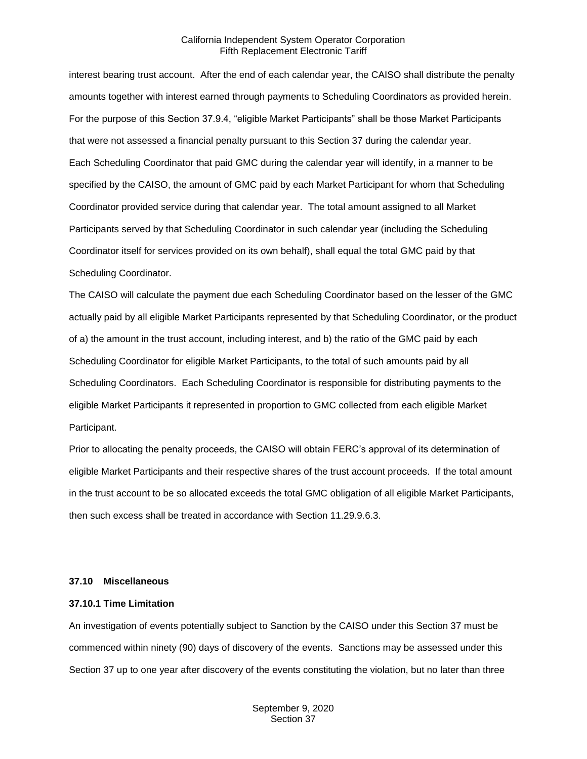interest bearing trust account. After the end of each calendar year, the CAISO shall distribute the penalty amounts together with interest earned through payments to Scheduling Coordinators as provided herein. For the purpose of this Section 37.9.4, "eligible Market Participants" shall be those Market Participants that were not assessed a financial penalty pursuant to this Section 37 during the calendar year.

Each Scheduling Coordinator that paid GMC during the calendar year will identify, in a manner to be specified by the CAISO, the amount of GMC paid by each Market Participant for whom that Scheduling Coordinator provided service during that calendar year. The total amount assigned to all Market Participants served by that Scheduling Coordinator in such calendar year (including the Scheduling Coordinator itself for services provided on its own behalf), shall equal the total GMC paid by that Scheduling Coordinator.

The CAISO will calculate the payment due each Scheduling Coordinator based on the lesser of the GMC actually paid by all eligible Market Participants represented by that Scheduling Coordinator, or the product of a) the amount in the trust account, including interest, and b) the ratio of the GMC paid by each Scheduling Coordinator for eligible Market Participants, to the total of such amounts paid by all Scheduling Coordinators. Each Scheduling Coordinator is responsible for distributing payments to the eligible Market Participants it represented in proportion to GMC collected from each eligible Market Participant.

Prior to allocating the penalty proceeds, the CAISO will obtain FERC's approval of its determination of eligible Market Participants and their respective shares of the trust account proceeds. If the total amount in the trust account to be so allocated exceeds the total GMC obligation of all eligible Market Participants, then such excess shall be treated in accordance with Section 11.29.9.6.3.

## 37.10 Miscellaneous

### 37.10.1 Time Limitation

An investigation of events potentially subject to Sanction by the CAISO under this Section 37 must be commenced within ninety (90) days of discovery of the events. Sanctions may be assessed under this Section 37 up to one year after discovery of the events constituting the violation, but no later than three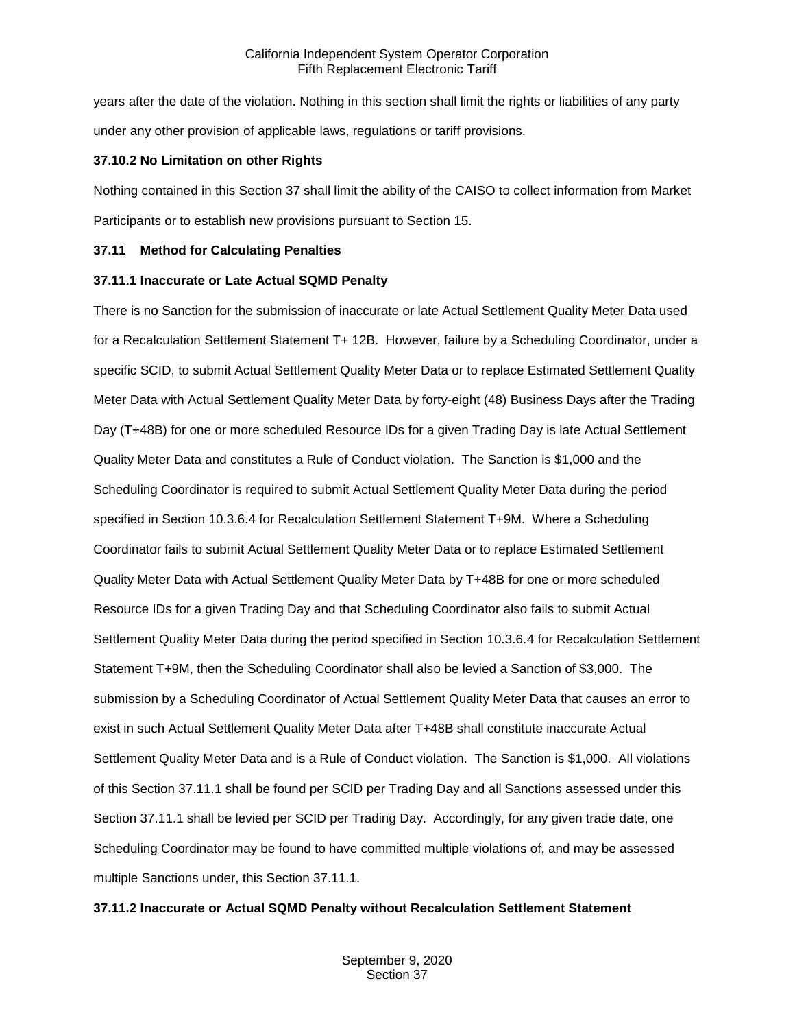years after the date of the violation. Nothing in this section shall limit the rights or liabilities of any party under any other provision of applicable laws, regulations or tariff provisions.

**37.10.2 No Limitation on other Rights**

Nothing contained in this Section 37 shall limit the ability of the CAISO to collect information from Market Participants or to establish new provisions pursuant to Section 15.

**37.11 Method for Calculating Penalties**

**37.11.1 Inaccurate or Late Actual SQMD Penalty**

There is no Sanction for the submission of inaccurate or late Actual Settlement Quality Meter Data used for a Recalculation Settlement Statement T+ 12B. However, failure by a Scheduling Coordinator, under a specific SCID, to submit Actual Settlement Quality Meter Data or to replace Estimated Settlement Quality Meter Data with Actual Settlement Quality Meter Data by forty-eight (48) Business Days after the Trading Day (T+48B) for one or more scheduled Resource IDs for a given Trading Day is late Actual Settlement Quality Meter Data and constitutes a Rule of Conduct violation. The Sanction is $1,000 and the Scheduling Coordinator is required to submit Actual Settlement Quality Meter Data during the period specified in Section 10.3.6.4 for Recalculation Settlement Statement T+9M. Where a Scheduling Coordinator fails to submit Actual Settlement Quality Meter Data or to replace Estimated Settlement Quality Meter Data with Actual Settlement Quality Meter Data by T+48B for one or more scheduled Resource IDs for a given Trading Day and that Scheduling Coordinator also fails to submit Actual Settlement Quality Meter Data during the period specified in Section 10.3.6.4 for Recalculation Settlement Statement T+9M, then the Scheduling Coordinator shall also be levied a Sanction of $3,000. The submission by a Scheduling Coordinator of Actual Settlement Quality Meter Data that causes an error to exist in such Actual Settlement Quality Meter Data after T+48B shall constitute inaccurate Actual Settlement Quality Meter Data and is a Rule of Conduct violation. The Sanction is $1,000. All violations of this Section 37.11.1 shall be found per SCID per Trading Day and all Sanctions assessed under this Section 37.11.1 shall be levied per SCID per Trading Day. Accordingly, for any given trade date, one Scheduling Coordinator may be found to have committed multiple violations of, and may be assessed multiple Sanctions under, this Section 37.11.1.

**37.11.2 Inaccurate or Actual SQMD Penalty without Recalculation Settlement Statement**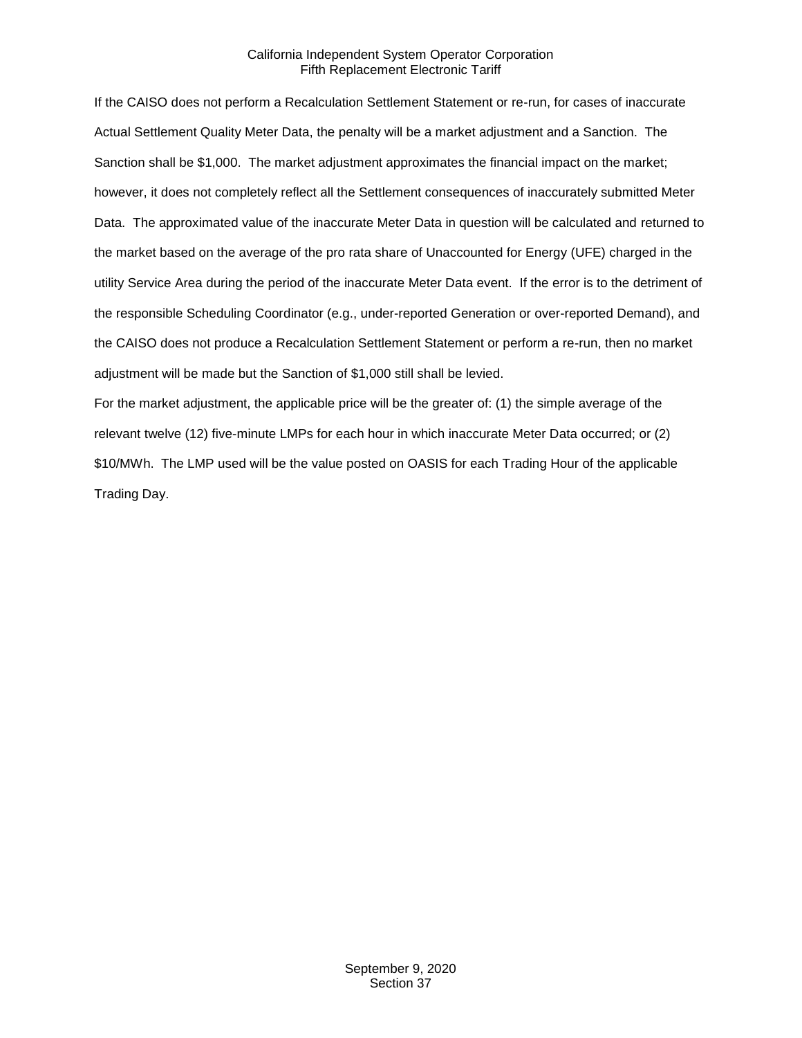If the CAISO does not perform a Recalculation Settlement Statement or re-run, for cases of inaccurate Actual Settlement Quality Meter Data, the penalty will be a market adjustment and a Sanction. The Sanction shall be $1,000. The market adjustment approximates the financial impact on the market; however, it does not completely reflect all the Settlement consequences of inaccurately submitted Meter Data. The approximated value of the inaccurate Meter Data in question will be calculated and returned to the market based on the average of the pro rata share of Unaccounted for Energy (UFE) charged in the utility Service Area during the period of the inaccurate Meter Data event. If the error is to the detriment of the responsible Scheduling Coordinator (e.g., under-reported Generation or over-reported Demand), and the CAISO does not produce a Recalculation Settlement Statement or perform a re-run, then no market adjustment will be made but the Sanction of $1,000 still shall be levied.

For the market adjustment, the applicable price will be the greater of: (1) the simple average of the relevant twelve (12) five-minute LMPs for each hour in which inaccurate Meter Data occurred; or (2) $10/MWh. The LMP used will be the value posted on OASIS for each Trading Hour of the applicable Trading Day.